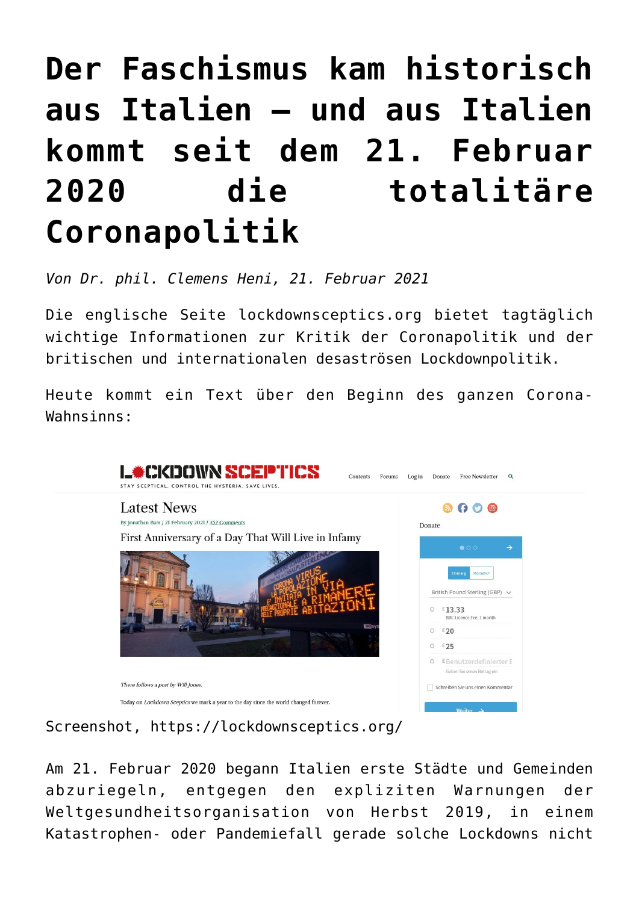# Der Faschismus kam historisch aus Italien – und aus Italien kommt seit dem 21. Februar 2020 die totalitäre Coronapolitik

*Von Dr. phil. Clemens Heni, 21. Februar 2021*

Die englische Seite lockdownsceptics.org bietet tagtäglich wichtige Informationen zur Kritik der Coronapolitik und der britischen und internationalen desaströsen Lockdownpolitik.

Heute kommt ein Text über den Beginn des ganzen Corona-Wahnsinns:

Screenshot, https://lockdownsceptics.org/

Am 21. Februar 2020 begann Italien erste Städte und Gemeinden abzuriegeln, entgegen den expliziten Warnungen der Weltgesundheitsorganisation von Herbst 2019, in einem Katastrophen- oder Pandemiefall gerade solche Lockdowns nicht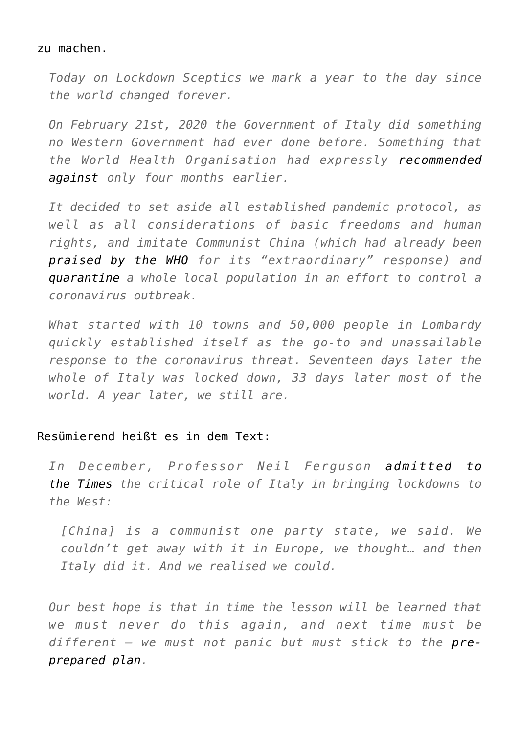zu machen.

> *Today on Lockdown Sceptics we mark a year to the day since the world changed forever.*
>
> *On February 21st, 2020 the Government of Italy did something no Western Government had ever done before. Something that the World Health Organisation had expressly* recommended against *only four months earlier.*
>
> *It decided to set aside all established pandemic protocol, as well as all considerations of basic freedoms and human rights, and imitate Communist China (which had already been* praised by the WHO *for its "extraordinary" response) and* quarantine *a whole local population in an effort to control a coronavirus outbreak.*
>
> *What started with 10 towns and 50,000 people in Lombardy quickly established itself as the go-to and unassailable response to the coronavirus threat. Seventeen days later the whole of Italy was locked down, 33 days later most of the world. A year later, we still are.*

Resümierend heißt es in dem Text:

> *In December, Professor Neil Ferguson* admitted to the Times *the critical role of Italy in bringing lockdowns to the West:*
>
> > *[China] is a communist one party state, we said. We couldn't get away with it in Europe, we thought… and then Italy did it. And we realised we could.*
>
> *Our best hope is that in time the lesson will be learned that we must never do this again, and next time must be different – we must not panic but must stick to the* pre-prepared plan.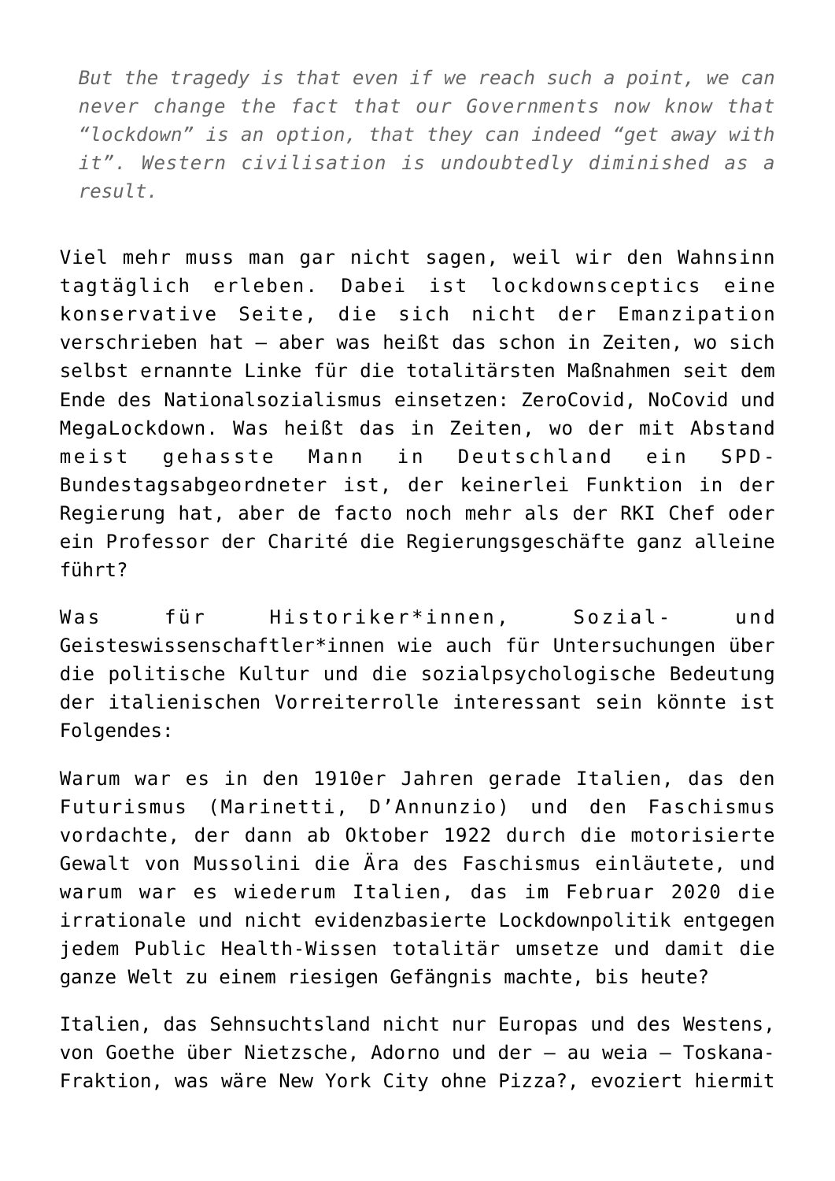> *But the tragedy is that even if we reach such a point, we can never change the fact that our Governments now know that "lockdown" is an option, that they can indeed "get away with it". Western civilisation is undoubtedly diminished as a result.*

Viel mehr muss man gar nicht sagen, weil wir den Wahnsinn tagtäglich erleben. Dabei ist lockdownsceptics eine konservative Seite, die sich nicht der Emanzipation verschrieben hat – aber was heißt das schon in Zeiten, wo sich selbst ernannte Linke für die totalitärsten Maßnahmen seit dem Ende des Nationalsozialismus einsetzen: ZeroCovid, NoCovid und MegaLockdown. Was heißt das in Zeiten, wo der mit Abstand meist gehasste Mann in Deutschland ein SPD-Bundestagsabgeordneter ist, der keinerlei Funktion in der Regierung hat, aber de facto noch mehr als der RKI Chef oder ein Professor der Charité die Regierungsgeschäfte ganz alleine führt?

Was für Historiker*innen, Sozial- und Geisteswissenschaftler*innen wie auch für Untersuchungen über die politische Kultur und die sozialpsychologische Bedeutung der italienischen Vorreiterrolle interessant sein könnte ist Folgendes:

Warum war es in den 1910er Jahren gerade Italien, das den Futurismus (Marinetti, D'Annunzio) und den Faschismus vordachte, der dann ab Oktober 1922 durch die motorisierte Gewalt von Mussolini die Ära des Faschismus einläutete, und warum war es wiederum Italien, das im Februar 2020 die irrationale und nicht evidenzbasierte Lockdownpolitik entgegen jedem Public Health-Wissen totalitär umsetze und damit die ganze Welt zu einem riesigen Gefängnis machte, bis heute?

Italien, das Sehnsuchtsland nicht nur Europas und des Westens, von Goethe über Nietzsche, Adorno und der – au weia – Toskana-Fraktion, was wäre New York City ohne Pizza?, evoziert hiermit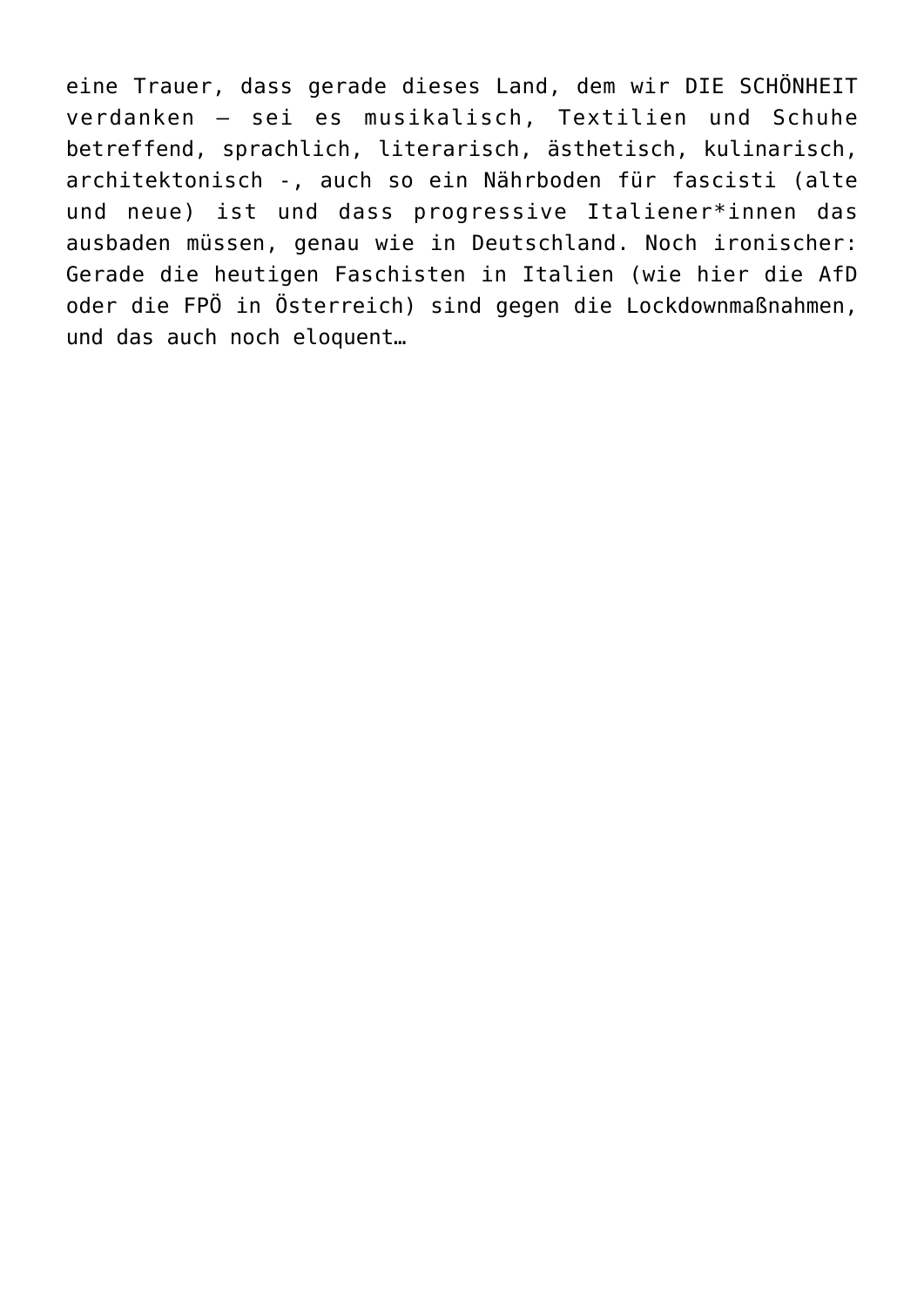eine Trauer, dass gerade dieses Land, dem wir DIE SCHÖNHEIT verdanken – sei es musikalisch, Textilien und Schuhe betreffend, sprachlich, literarisch, ästhetisch, kulinarisch, architektonisch -, auch so ein Nährboden für fascisti (alte und neue) ist und dass progressive Italiener*innen das ausbaden müssen, genau wie in Deutschland. Noch ironischer: Gerade die heutigen Faschisten in Italien (wie hier die AfD oder die FPÖ in Österreich) sind gegen die Lockdownmaßnahmen, und das auch noch eloquent…